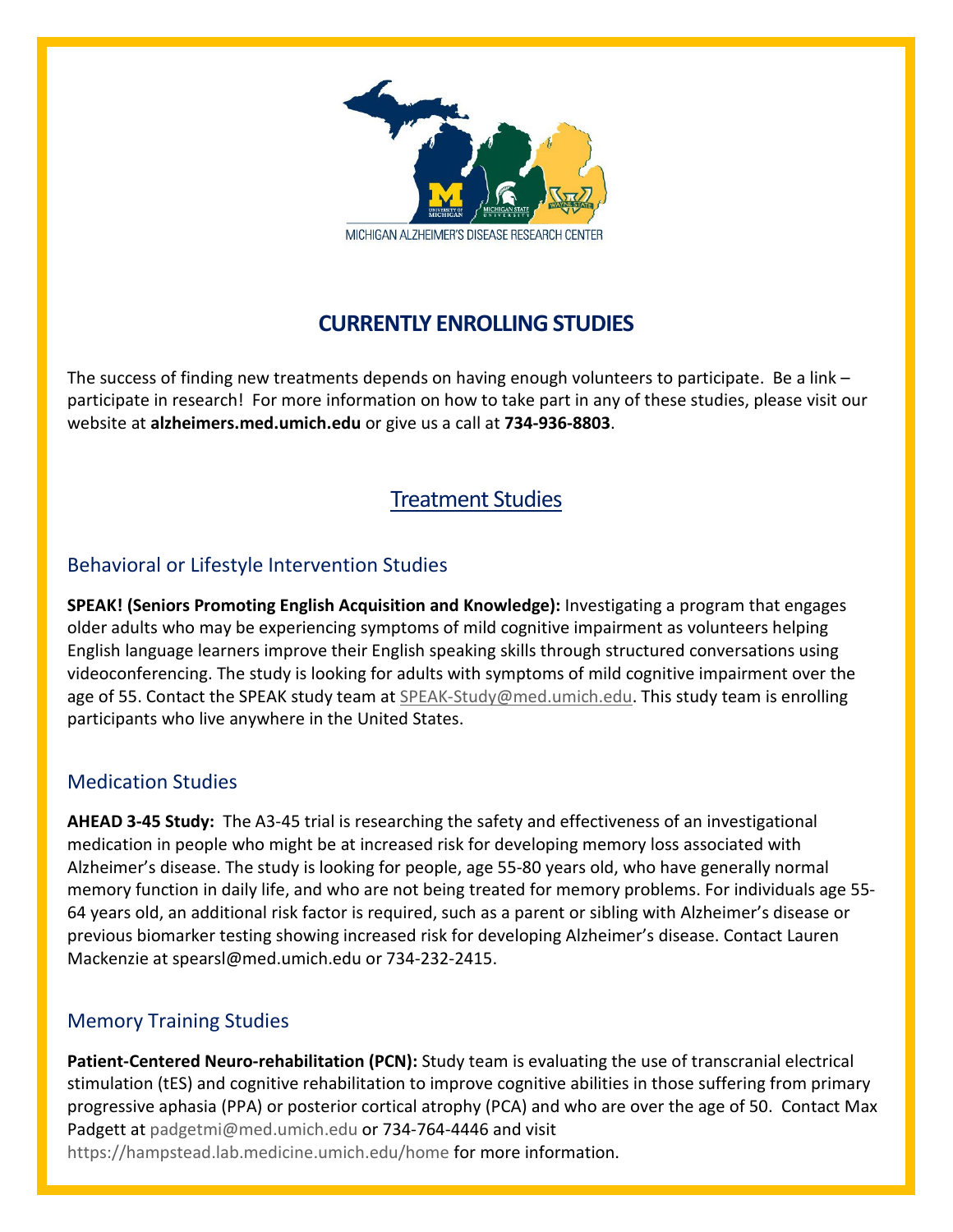MICHIGAN ALZHEIMER'S DISEASE RESEARCH CENTER

# CURRENTLY ENROLLING STUDIES

The success of finding new treatments depends on having enough volunteers to participate. Be a link – participate in research! For more information on how to take part in any of these studies, please visit our website at **alzheimers.med.umich.edu** or give us a call at **734-936-8803**.

## Treatment Studies

### Behavioral or Lifestyle Intervention Studies

**SPEAK! (Seniors Promoting English Acquisition and Knowledge):** Investigating a program that engages older adults who may be experiencing symptoms of mild cognitive impairment as volunteers helping English language learners improve their English speaking skills through structured conversations using videoconferencing. The study is looking for adults with symptoms of mild cognitive impairment over the age of 55. Contact the SPEAK study team at SPEAK-Study@med.umich.edu. This study team is enrolling participants who live anywhere in the United States.

### Medication Studies

**AHEAD 3-45 Study:** The A3-45 trial is researching the safety and effectiveness of an investigational medication in people who might be at increased risk for developing memory loss associated with Alzheimer's disease. The study is looking for people, age 55-80 years old, who have generally normal memory function in daily life, and who are not being treated for memory problems. For individuals age 55-64 years old, an additional risk factor is required, such as a parent or sibling with Alzheimer's disease or previous biomarker testing showing increased risk for developing Alzheimer's disease. Contact Lauren Mackenzie at spearsl@med.umich.edu or 734-232-2415.

### Memory Training Studies

**Patient-Centered Neuro-rehabilitation (PCN):** Study team is evaluating the use of transcranial electrical stimulation (tES) and cognitive rehabilitation to improve cognitive abilities in those suffering from primary progressive aphasia (PPA) or posterior cortical atrophy (PCA) and who are over the age of 50. Contact Max Padgett at padgetmi@med.umich.edu or 734-764-4446 and visit https://hampstead.lab.medicine.umich.edu/home for more information.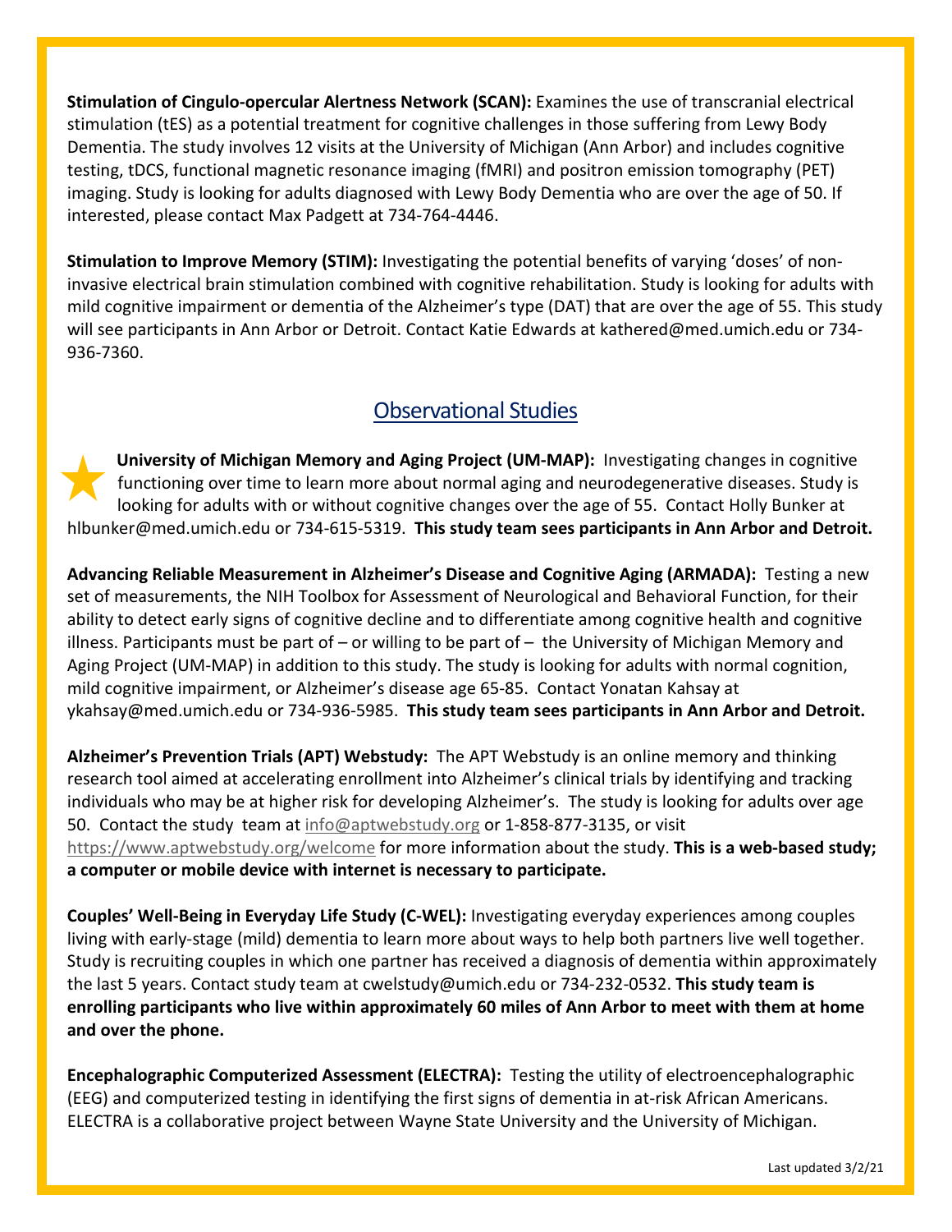**Stimulation of Cingulo-opercular Alertness Network (SCAN):** Examines the use of transcranial electrical stimulation (tES) as a potential treatment for cognitive challenges in those suffering from Lewy Body Dementia. The study involves 12 visits at the University of Michigan (Ann Arbor) and includes cognitive testing, tDCS, functional magnetic resonance imaging (fMRI) and positron emission tomography (PET) imaging. Study is looking for adults diagnosed with Lewy Body Dementia who are over the age of 50. If interested, please contact Max Padgett at 734-764-4446.

**Stimulation to Improve Memory (STIM):** Investigating the potential benefits of varying 'doses' of non-invasive electrical brain stimulation combined with cognitive rehabilitation. Study is looking for adults with mild cognitive impairment or dementia of the Alzheimer's type (DAT) that are over the age of 55. This study will see participants in Ann Arbor or Detroit. Contact Katie Edwards at kathered@med.umich.edu or 734-936-7360.

## Observational Studies

★ **University of Michigan Memory and Aging Project (UM-MAP):** Investigating changes in cognitive functioning over time to learn more about normal aging and neurodegenerative diseases. Study is looking for adults with or without cognitive changes over the age of 55. Contact Holly Bunker at hlbunker@med.umich.edu or 734-615-5319. **This study team sees participants in Ann Arbor and Detroit.**

**Advancing Reliable Measurement in Alzheimer's Disease and Cognitive Aging (ARMADA):** Testing a new set of measurements, the NIH Toolbox for Assessment of Neurological and Behavioral Function, for their ability to detect early signs of cognitive decline and to differentiate among cognitive health and cognitive illness. Participants must be part of – or willing to be part of – the University of Michigan Memory and Aging Project (UM-MAP) in addition to this study. The study is looking for adults with normal cognition, mild cognitive impairment, or Alzheimer's disease age 65-85. Contact Yonatan Kahsay at ykahsay@med.umich.edu or 734-936-5985. **This study team sees participants in Ann Arbor and Detroit.**

**Alzheimer's Prevention Trials (APT) Webstudy:** The APT Webstudy is an online memory and thinking research tool aimed at accelerating enrollment into Alzheimer's clinical trials by identifying and tracking individuals who may be at higher risk for developing Alzheimer's. The study is looking for adults over age 50. Contact the study team at info@aptwebstudy.org or 1-858-877-3135, or visit https://www.aptwebstudy.org/welcome for more information about the study. **This is a web-based study; a computer or mobile device with internet is necessary to participate.**

**Couples' Well-Being in Everyday Life Study (C-WEL):** Investigating everyday experiences among couples living with early-stage (mild) dementia to learn more about ways to help both partners live well together. Study is recruiting couples in which one partner has received a diagnosis of dementia within approximately the last 5 years. Contact study team at cwelstudy@umich.edu or 734-232-0532. **This study team is enrolling participants who live within approximately 60 miles of Ann Arbor to meet with them at home and over the phone.**

**Encephalographic Computerized Assessment (ELECTRA):** Testing the utility of electroencephalographic (EEG) and computerized testing in identifying the first signs of dementia in at-risk African Americans. ELECTRA is a collaborative project between Wayne State University and the University of Michigan.

Last updated 3/2/21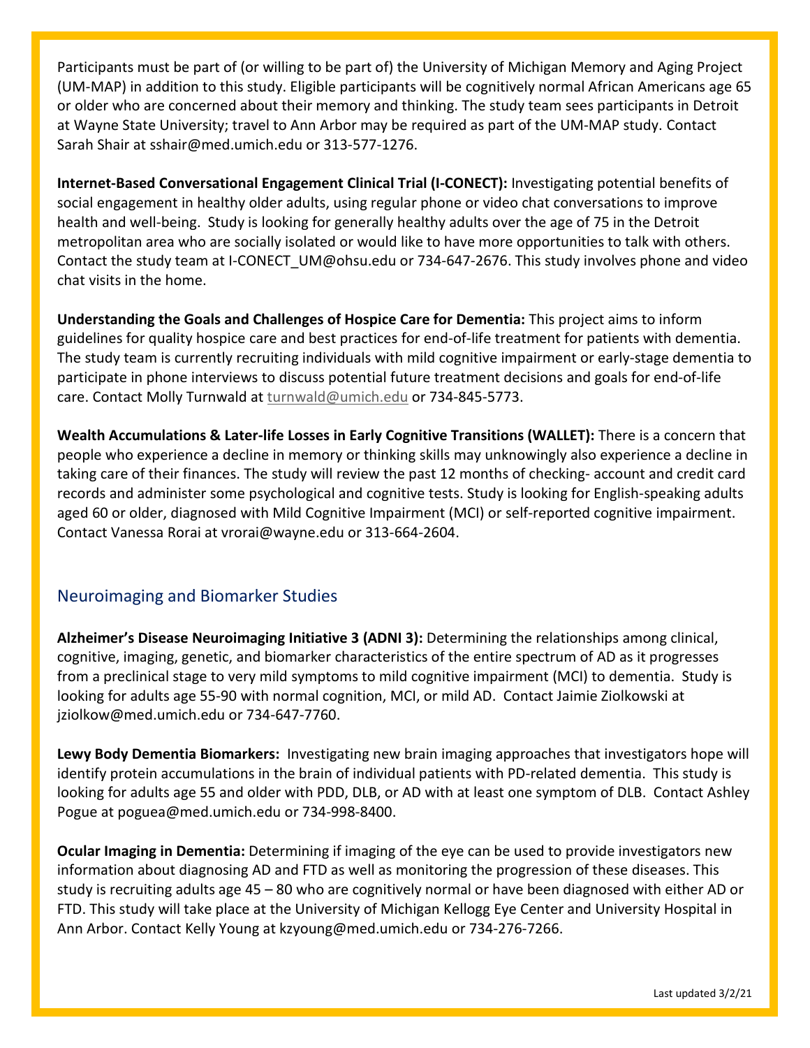Participants must be part of (or willing to be part of) the University of Michigan Memory and Aging Project (UM-MAP) in addition to this study. Eligible participants will be cognitively normal African Americans age 65 or older who are concerned about their memory and thinking. The study team sees participants in Detroit at Wayne State University; travel to Ann Arbor may be required as part of the UM-MAP study. Contact Sarah Shair at sshair@med.umich.edu or 313-577-1276.

**Internet-Based Conversational Engagement Clinical Trial (I-CONECT):** Investigating potential benefits of social engagement in healthy older adults, using regular phone or video chat conversations to improve health and well-being. Study is looking for generally healthy adults over the age of 75 in the Detroit metropolitan area who are socially isolated or would like to have more opportunities to talk with others. Contact the study team at I-CONECT_UM@ohsu.edu or 734-647-2676. This study involves phone and video chat visits in the home.

**Understanding the Goals and Challenges of Hospice Care for Dementia:** This project aims to inform guidelines for quality hospice care and best practices for end-of-life treatment for patients with dementia. The study team is currently recruiting individuals with mild cognitive impairment or early-stage dementia to participate in phone interviews to discuss potential future treatment decisions and goals for end-of-life care. Contact Molly Turnwald at turnwald@umich.edu or 734-845-5773.

**Wealth Accumulations & Later-life Losses in Early Cognitive Transitions (WALLET):** There is a concern that people who experience a decline in memory or thinking skills may unknowingly also experience a decline in taking care of their finances. The study will review the past 12 months of checking- account and credit card records and administer some psychological and cognitive tests. Study is looking for English-speaking adults aged 60 or older, diagnosed with Mild Cognitive Impairment (MCI) or self-reported cognitive impairment. Contact Vanessa Rorai at vrorai@wayne.edu or 313-664-2604.

## Neuroimaging and Biomarker Studies

**Alzheimer's Disease Neuroimaging Initiative 3 (ADNI 3):** Determining the relationships among clinical, cognitive, imaging, genetic, and biomarker characteristics of the entire spectrum of AD as it progresses from a preclinical stage to very mild symptoms to mild cognitive impairment (MCI) to dementia. Study is looking for adults age 55-90 with normal cognition, MCI, or mild AD. Contact Jaimie Ziolkowski at jziolkow@med.umich.edu or 734-647-7760.

**Lewy Body Dementia Biomarkers:** Investigating new brain imaging approaches that investigators hope will identify protein accumulations in the brain of individual patients with PD-related dementia. This study is looking for adults age 55 and older with PDD, DLB, or AD with at least one symptom of DLB. Contact Ashley Pogue at poguea@med.umich.edu or 734-998-8400.

**Ocular Imaging in Dementia:** Determining if imaging of the eye can be used to provide investigators new information about diagnosing AD and FTD as well as monitoring the progression of these diseases. This study is recruiting adults age 45 – 80 who are cognitively normal or have been diagnosed with either AD or FTD. This study will take place at the University of Michigan Kellogg Eye Center and University Hospital in Ann Arbor. Contact Kelly Young at kzyoung@med.umich.edu or 734-276-7266.

Last updated 3/2/21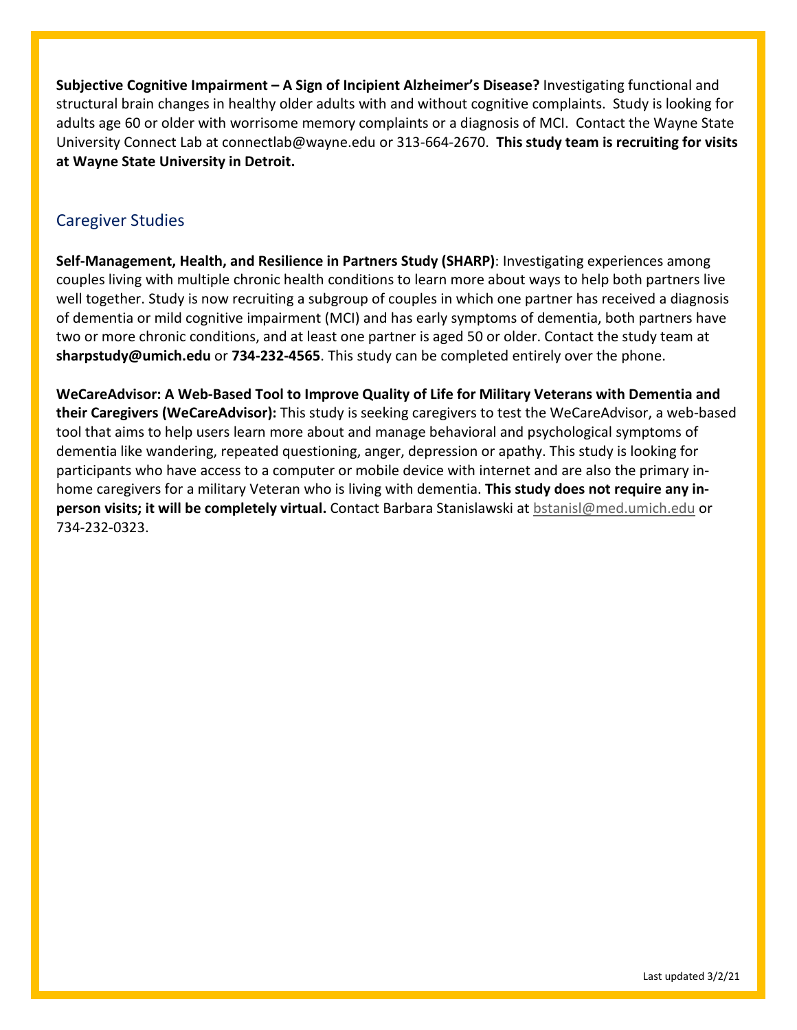**Subjective Cognitive Impairment – A Sign of Incipient Alzheimer's Disease?** Investigating functional and structural brain changes in healthy older adults with and without cognitive complaints. Study is looking for adults age 60 or older with worrisome memory complaints or a diagnosis of MCI. Contact the Wayne State University Connect Lab at connectlab@wayne.edu or 313-664-2670. **This study team is recruiting for visits at Wayne State University in Detroit.**

## Caregiver Studies

**Self-Management, Health, and Resilience in Partners Study (SHARP)**: Investigating experiences among couples living with multiple chronic health conditions to learn more about ways to help both partners live well together. Study is now recruiting a subgroup of couples in which one partner has received a diagnosis of dementia or mild cognitive impairment (MCI) and has early symptoms of dementia, both partners have two or more chronic conditions, and at least one partner is aged 50 or older. Contact the study team at **sharpstudy@umich.edu** or **734-232-4565**. This study can be completed entirely over the phone.

**WeCareAdvisor: A Web-Based Tool to Improve Quality of Life for Military Veterans with Dementia and their Caregivers (WeCareAdvisor):** This study is seeking caregivers to test the WeCareAdvisor, a web-based tool that aims to help users learn more about and manage behavioral and psychological symptoms of dementia like wandering, repeated questioning, anger, depression or apathy. This study is looking for participants who have access to a computer or mobile device with internet and are also the primary in-home caregivers for a military Veteran who is living with dementia. **This study does not require any in-person visits; it will be completely virtual.** Contact Barbara Stanislawski at bstanisl@med.umich.edu or 734-232-0323.

Last updated 3/2/21